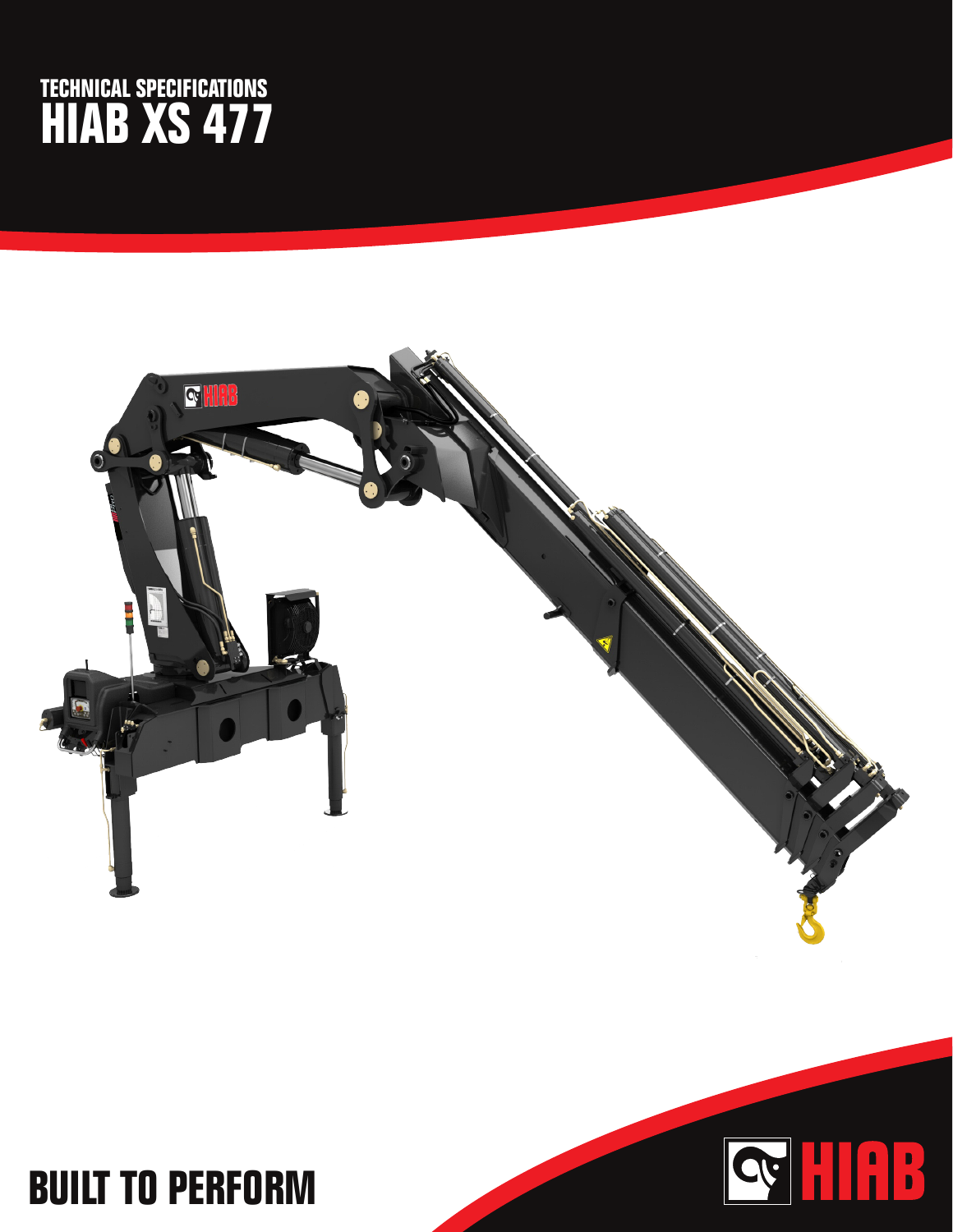TECHNICAL SPECIFICATIONS

# HIAB XS 477

BUILT TO PERFORM

HIAB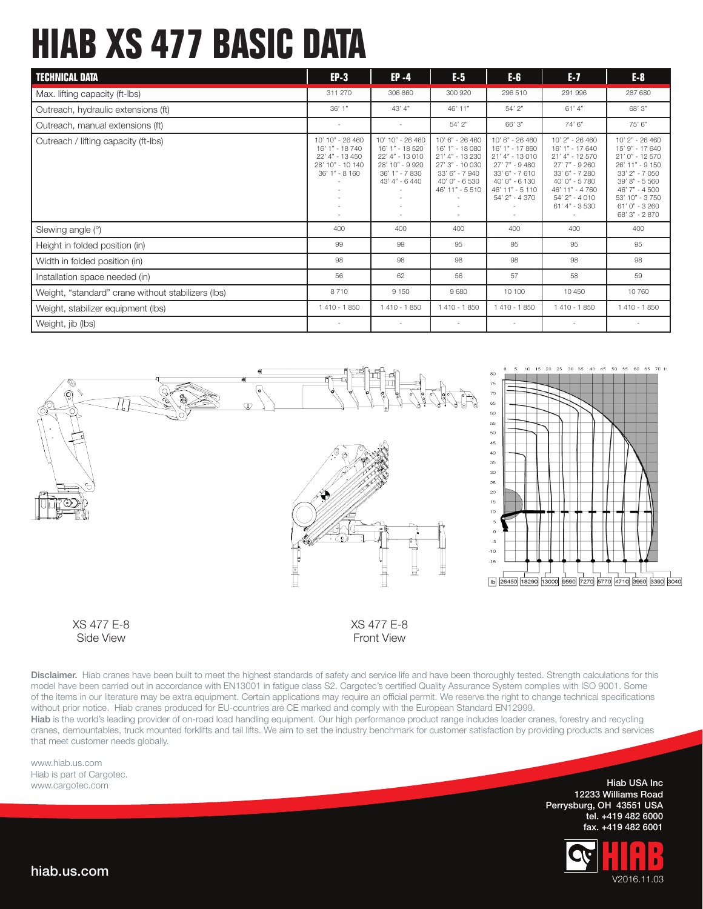# HIAB XS 477 BASIC DATA

| TECHNICAL DATA | EP-3 | EP -4 | E-5 | E-6 | E-7 | E-8 |
|---|---|---|---|---|---|---|
| Max. lifting capacity (ft-lbs) | 311 270 | 306 860 | 300 920 | 296 510 | 291 996 | 287 680 |
| Outreach, hydraulic extensions (ft) | 36' 1" | 43' 4" | 46' 11" | 54' 2" | 61' 4" | 68' 3" |
| Outreach, manual extensions (ft) | - | - | 54' 2" | 66' 3" | 74' 6" | 75' 6" |
| Outreach / lifting capacity (ft-lbs) | 10' 10" - 26 460<br>16' 1" - 18 740<br>22' 4" - 13 450<br>28' 10" - 10 140<br>36' 1" - 8 160<br>-<br>-<br>-<br>-<br>- | 10' 10" - 26 460<br>16' 1" - 18 520<br>22' 4" - 13 010<br>28' 10" - 9 920<br>36' 1" - 7 830<br>43' 4" - 6 440<br>-<br>-<br>-<br>- | 10' 6" - 26 460<br>16' 1" - 18 080<br>21' 4" - 13 230<br>27' 3" - 10 030<br>33' 6" - 7 940<br>40' 0" - 6 530<br>46' 11" - 5 510<br>-<br>-<br>- | 10' 6" - 26 460<br>16' 1" - 17 860<br>21' 4" - 13 010<br>27' 7" - 9 480<br>33' 6" - 7 610<br>40' 0" - 6 130<br>46' 11" - 5 110<br>54' 2" - 4 370<br>-<br>- | 10' 2" - 26 460<br>16' 1" - 17 640<br>21' 4" - 12 570<br>27' 7" - 9 260<br>33' 6" - 7 280<br>40' 0" - 5 780<br>46' 11" - 4 760<br>54' 2" - 4 010<br>61' 4" - 3 530<br>- | 10' 2" - 26 460<br>15' 9" - 17 640<br>21' 0" - 12 570<br>26' 11" - 9 150<br>33' 2" - 7 050<br>39' 8" - 5 560<br>46' 7" - 4 500<br>53' 10" - 3 750<br>61' 0" - 3 260<br>68' 3" - 2 870 |
| Slewing angle (°) | 400 | 400 | 400 | 400 | 400 | 400 |
| Height in folded position (in) | 99 | 99 | 95 | 95 | 95 | 95 |
| Width in folded position (in) | 98 | 98 | 98 | 98 | 98 | 98 |
| Installation space needed (in) | 56 | 62 | 56 | 57 | 58 | 59 |
| Weight, "standard" crane without stabilizers (lbs) | 8 710 | 9 150 | 9 680 | 10 100 | 10 450 | 10 760 |
| Weight, stabilizer equipment (lbs) | 1 410 - 1 850 | 1 410 - 1 850 | 1 410 - 1 850 | 1 410 - 1 850 | 1 410 - 1 850 | 1 410 - 1 850 |
| Weight, jib (lbs) | - | - | - | - | - | - |

0 5 10 15 20 25 30 35 40 45 50 55 60 65 70 ft

80 75 70 65 60 55 50 45 40 35 30 25 20 15 10 5 0 -5 -10 -15

lb 26450 18290 13000 9590 7270 5770 4710 3960 3390 3040

XS 477 E-8
Side View

XS 477 E-8
Front View

**Disclaimer.** Hiab cranes have been built to meet the highest standards of safety and service life and have been thoroughly tested. Strength calculations for this model have been carried out in accordance with EN13001 in fatigue class S2. Cargotec's certified Quality Assurance System complies with ISO 9001. Some of the items in our literature may be extra equipment. Certain applications may require an official permit. We reserve the right to change technical specifications without prior notice. Hiab cranes produced for EU-countries are CE marked and comply with the European Standard EN12999.

**Hiab** is the world's leading provider of on-road load handling equipment. Our high performance product range includes loader cranes, forestry and recycling cranes, demountables, truck mounted forklifts and tail lifts. We aim to set the industry benchmark for customer satisfaction by providing products and services that meet customer needs globally.

www.hiab.us.com
Hiab is part of Cargotec.
www.cargotec.com

**Hiab USA Inc**
**12233 Williams Road**
**Perrysburg, OH 43551 USA**
**tel. +419 482 6000**
**fax. +419 482 6001**

HIAB
V2016.11.03

hiab.us.com